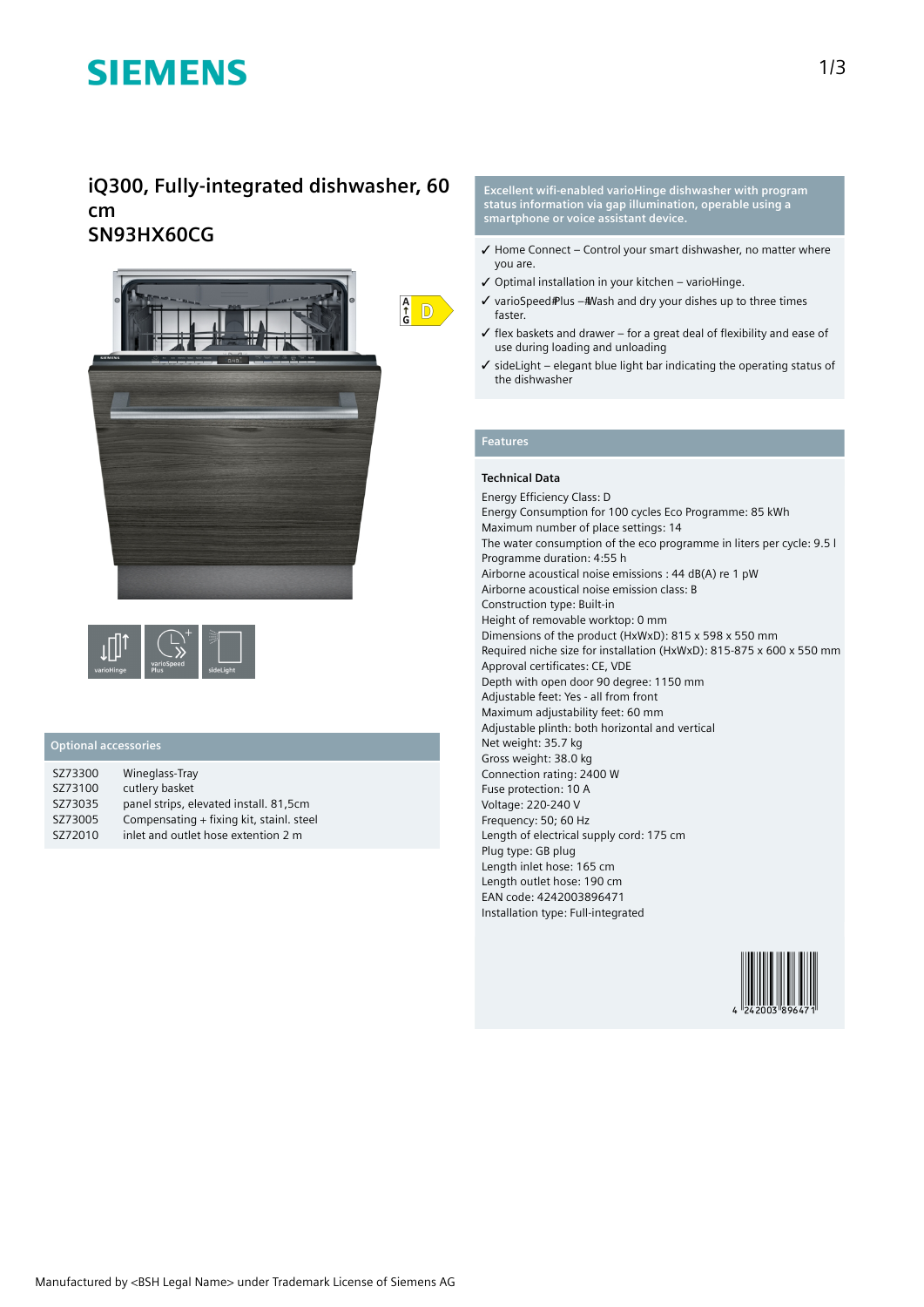# SIEMENS

## iQ300, Fully-integrated dishwasher, 60 cm
## SN93HX60CG

**Excellent wifi-enabled varioHinge dishwasher with program status information via gap illumination, operable using a smartphone or voice assistant device.**

- ✓ Home Connect – Control your smart dishwasher, no matter where you are.
- ✓ Optimal installation in your kitchen – varioHinge.
- ✓ varioSpeed Plus – Wash and dry your dishes up to three times faster.
- ✓ flex baskets and drawer – for a great deal of flexibility and ease of use during loading and unloading
- ✓ sideLight – elegant blue light bar indicating the operating status of the dishwasher

## Optional accessories

| | |
|---|---|
| SZ73300 | Wineglass-Tray |
| SZ73100 | cutlery basket |
| SZ73035 | panel strips, elevated install. 81,5cm |
| SZ73005 | Compensating + fixing kit, stainl. steel |
| SZ72010 | inlet and outlet hose extention 2 m |

## Features

### Technical Data

Energy Efficiency Class: D
Energy Consumption for 100 cycles Eco Programme: 85 kWh
Maximum number of place settings: 14
The water consumption of the eco programme in liters per cycle: 9.5 l
Programme duration: 4:55 h
Airborne acoustical noise emissions : 44 dB(A) re 1 pW
Airborne acoustical noise emission class: B
Construction type: Built-in
Height of removable worktop: 0 mm
Dimensions of the product (HxWxD): 815 x 598 x 550 mm
Required niche size for installation (HxWxD): 815-875 x 600 x 550 mm
Approval certificates: CE, VDE
Depth with open door 90 degree: 1150 mm
Adjustable feet: Yes - all from front
Maximum adjustability feet: 60 mm
Adjustable plinth: both horizontal and vertical
Net weight: 35.7 kg
Gross weight: 38.0 kg
Connection rating: 2400 W
Fuse protection: 10 A
Voltage: 220-240 V
Frequency: 50; 60 Hz
Length of electrical supply cord: 175 cm
Plug type: GB plug
Length inlet hose: 165 cm
Length outlet hose: 190 cm
EAN code: 4242003896471
Installation type: Full-integrated

Manufactured by <BSH Legal Name> under Trademark License of Siemens AG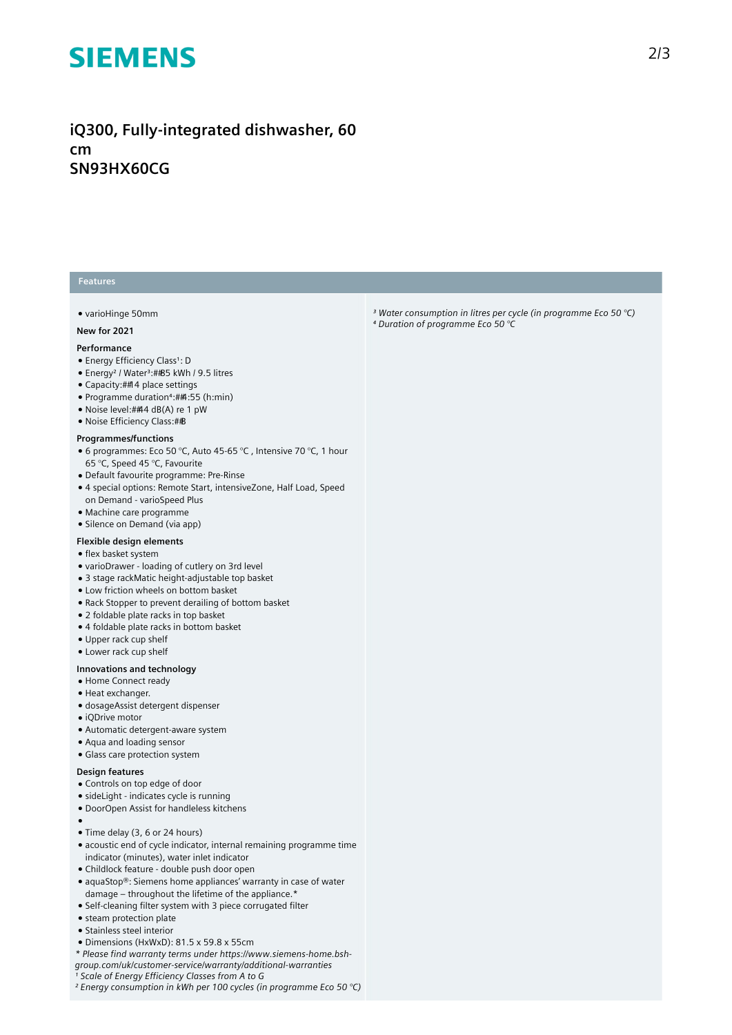# iQ300, Fully-integrated dishwasher, 60 cm
# SN93HX60CG

## Features

- varioHinge 50mm

**New for 2021**

### Performance

- Energy Efficiency Class[1]: D
- Energy[2] / Water[3]:##85 kWh / 9.5 litres
- Capacity:##14 place settings
- Programme duration[4]:##4:55 (h:min)
- Noise level:##44 dB(A) re 1 pW
- Noise Efficiency Class:##B

### Programmes/functions

- 6 programmes: Eco 50 °C, Auto 45-65 °C , Intensive 70 °C, 1 hour 65 °C, Speed 45 °C, Favourite
- Default favourite programme: Pre-Rinse
- 4 special options: Remote Start, intensiveZone, Half Load, Speed on Demand - varioSpeed Plus
- Machine care programme
- Silence on Demand (via app)

### Flexible design elements

- flex basket system
- varioDrawer - loading of cutlery on 3rd level
- 3 stage rackMatic height-adjustable top basket
- Low friction wheels on bottom basket
- Rack Stopper to prevent derailing of bottom basket
- 2 foldable plate racks in top basket
- 4 foldable plate racks in bottom basket
- Upper rack cup shelf
- Lower rack cup shelf

### Innovations and technology

- Home Connect ready
- Heat exchanger.
- dosageAssist detergent dispenser
- iQDrive motor
- Automatic detergent-aware system
- Aqua and loading sensor
- Glass care protection system

### Design features

- Controls on top edge of door
- sideLight - indicates cycle is running
- DoorOpen Assist for handleless kitchens
- 
- Time delay (3, 6 or 24 hours)
- acoustic end of cycle indicator, internal remaining programme time indicator (minutes), water inlet indicator
- Childlock feature - double push door open
- aquaStop®: Siemens home appliances' warranty in case of water damage – throughout the lifetime of the appliance.*
- Self-cleaning filter system with 3 piece corrugated filter
- steam protection plate
- Stainless steel interior
- Dimensions (HxWxD): 81.5 x 59.8 x 55cm

*\* Please find warranty terms under https://www.siemens-home.bsh-group.com/uk/customer-service/warranty/additional-warranties*
*[1] Scale of Energy Efficiency Classes from A to G*
*[2] Energy consumption in kWh per 100 cycles (in programme Eco 50 °C)*
*[3] Water consumption in litres per cycle (in programme Eco 50 °C)*
*[4] Duration of programme Eco 50 °C*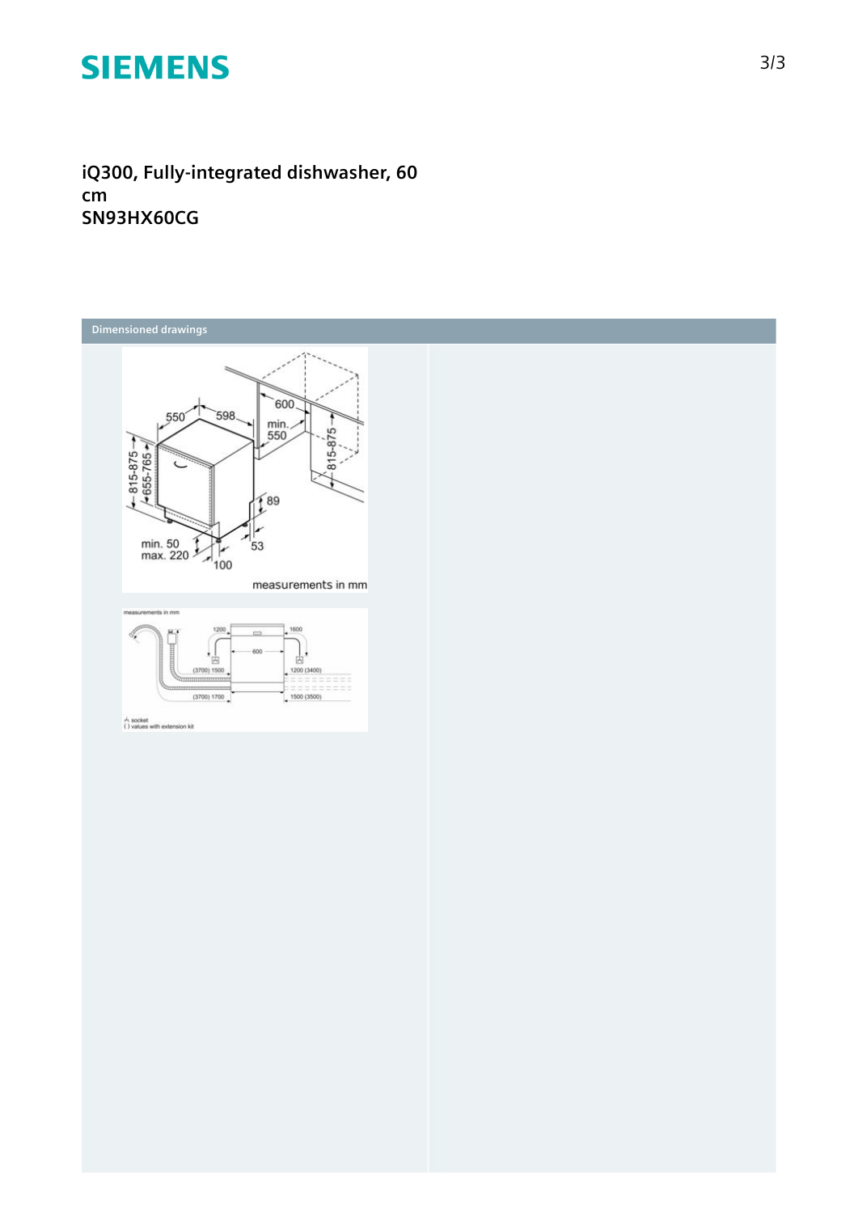iQ300, Fully-integrated dishwasher, 60 cm
SN93HX60CG

## Dimensioned drawings

550
598
600
min. 550
815-875
655-765
815-875
89
53
min. 50
max. 220
100
measurements in mm

measurements in mm
1200
1600
600
(3700) 1500
1200 (3400)
(3700) 1700
1500 (3500)
socket
( ) values with extension kit